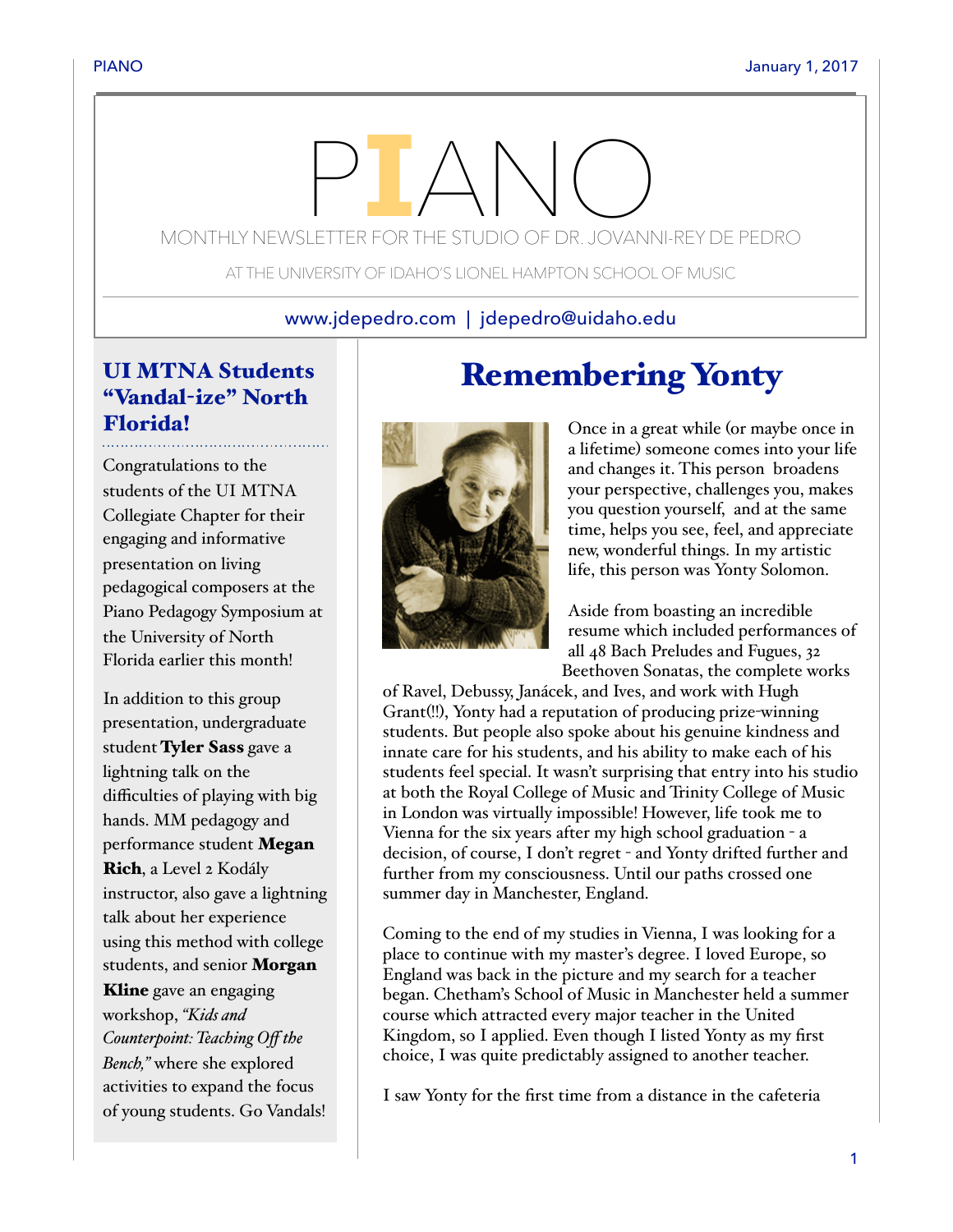# PIANO

MONTHLY NEWSLETTER FOR THE STUDIO OF DR. JOVANNI-REY DE PEDRO

AT THE UNIVERSITY OF IDAHO'S LIONEL HAMPTON SCHOOL OF MUSIC

www.jdepedro.com | jdepedro@uidaho.edu

## UI MTNA Students "Vandal-ize" North Florida!

Congratulations to the students of the UI MTNA Collegiate Chapter for their engaging and informative presentation on living pedagogical composers at the Piano Pedagogy Symposium at the University of North Florida earlier this month!

In addition to this group presentation, undergraduate student **Tyler Sass** gave a lightning talk on the difficulties of playing with big hands. MM pedagogy and performance student **Megan Rich**, a Level 2 Kodály instructor, also gave a lightning talk about her experience using this method with college students, and senior **Morgan Kline** gave an engaging workshop, *"Kids and Counterpoint: Teaching Off the Bench,"* where she explored activities to expand the focus of young students. Go Vandals!

## Remembering Yonty

Once in a great while (or maybe once in a lifetime) someone comes into your life and changes it. This person broadens your perspective, challenges you, makes you question yourself, and at the same time, helps you see, feel, and appreciate new, wonderful things. In my artistic life, this person was Yonty Solomon.

Aside from boasting an incredible resume which included performances of all 48 Bach Preludes and Fugues, 32 Beethoven Sonatas, the complete works of Ravel, Debussy, Janácek, and Ives, and work with Hugh Grant(!!), Yonty had a reputation of producing prize-winning students. But people also spoke about his genuine kindness and innate care for his students, and his ability to make each of his students feel special. It wasn't surprising that entry into his studio at both the Royal College of Music and Trinity College of Music in London was virtually impossible! However, life took me to Vienna for the six years after my high school graduation - a decision, of course, I don't regret - and Yonty drifted further and further from my consciousness. Until our paths crossed one summer day in Manchester, England.

Coming to the end of my studies in Vienna, I was looking for a place to continue with my master's degree. I loved Europe, so England was back in the picture and my search for a teacher began. Chetham's School of Music in Manchester held a summer course which attracted every major teacher in the United Kingdom, so I applied. Even though I listed Yonty as my first choice, I was quite predictably assigned to another teacher.

I saw Yonty for the first time from a distance in the cafeteria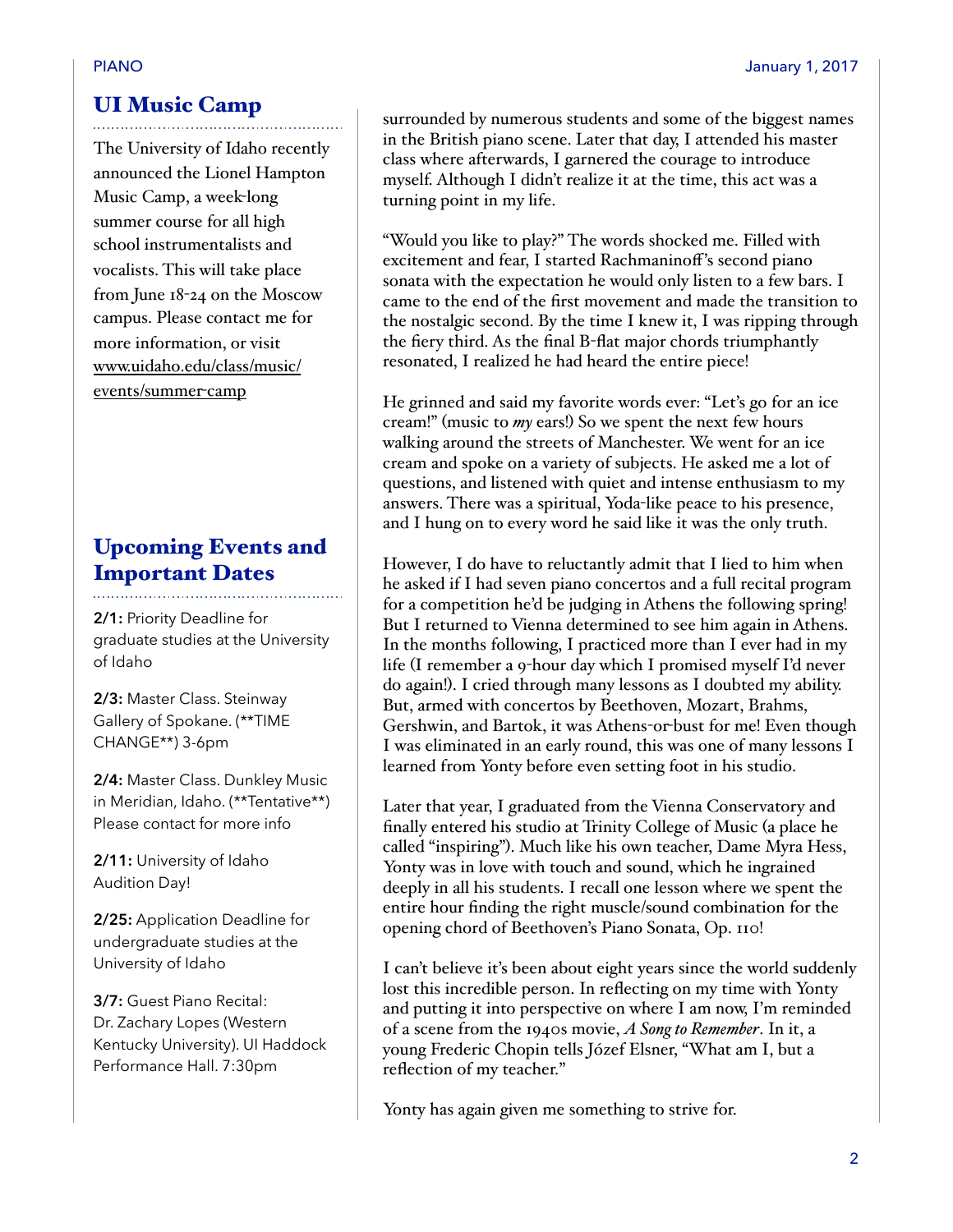## UI Music Camp

The University of Idaho recently announced the Lionel Hampton Music Camp, a week-long summer course for all high school instrumentalists and vocalists. This will take place from June 18-24 on the Moscow campus. Please contact me for more information, or visit www.uidaho.edu/class/music/events/summer-camp

## Upcoming Events and Important Dates

**2/1:** Priority Deadline for graduate studies at the University of Idaho

**2/3:** Master Class. Steinway Gallery of Spokane. (**TIME CHANGE**) 3-6pm

**2/4:** Master Class. Dunkley Music in Meridian, Idaho. (**Tentative**) Please contact for more info

**2/11:** University of Idaho Audition Day!

**2/25:** Application Deadline for undergraduate studies at the University of Idaho

**3/7:** Guest Piano Recital: Dr. Zachary Lopes (Western Kentucky University). UI Haddock Performance Hall. 7:30pm

surrounded by numerous students and some of the biggest names in the British piano scene. Later that day, I attended his master class where afterwards, I garnered the courage to introduce myself. Although I didn't realize it at the time, this act was a turning point in my life.

"Would you like to play?" The words shocked me. Filled with excitement and fear, I started Rachmaninoff's second piano sonata with the expectation he would only listen to a few bars. I came to the end of the first movement and made the transition to the nostalgic second. By the time I knew it, I was ripping through the fiery third. As the final B-flat major chords triumphantly resonated, I realized he had heard the entire piece!

He grinned and said my favorite words ever: "Let's go for an ice cream!" (music to *my* ears!) So we spent the next few hours walking around the streets of Manchester. We went for an ice cream and spoke on a variety of subjects. He asked me a lot of questions, and listened with quiet and intense enthusiasm to my answers. There was a spiritual, Yoda-like peace to his presence, and I hung on to every word he said like it was the only truth.

However, I do have to reluctantly admit that I lied to him when he asked if I had seven piano concertos and a full recital program for a competition he'd be judging in Athens the following spring! But I returned to Vienna determined to see him again in Athens. In the months following, I practiced more than I ever had in my life (I remember a 9-hour day which I promised myself I'd never do again!). I cried through many lessons as I doubted my ability. But, armed with concertos by Beethoven, Mozart, Brahms, Gershwin, and Bartok, it was Athens-or-bust for me! Even though I was eliminated in an early round, this was one of many lessons I learned from Yonty before even setting foot in his studio.

Later that year, I graduated from the Vienna Conservatory and finally entered his studio at Trinity College of Music (a place he called "inspiring"). Much like his own teacher, Dame Myra Hess, Yonty was in love with touch and sound, which he ingrained deeply in all his students. I recall one lesson where we spent the entire hour finding the right muscle/sound combination for the opening chord of Beethoven's Piano Sonata, Op. 110!

I can't believe it's been about eight years since the world suddenly lost this incredible person. In reflecting on my time with Yonty and putting it into perspective on where I am now, I'm reminded of a scene from the 1940s movie, *A Song to Remember*. In it, a young Frederic Chopin tells Józef Elsner, "What am I, but a reflection of my teacher."

Yonty has again given me something to strive for.